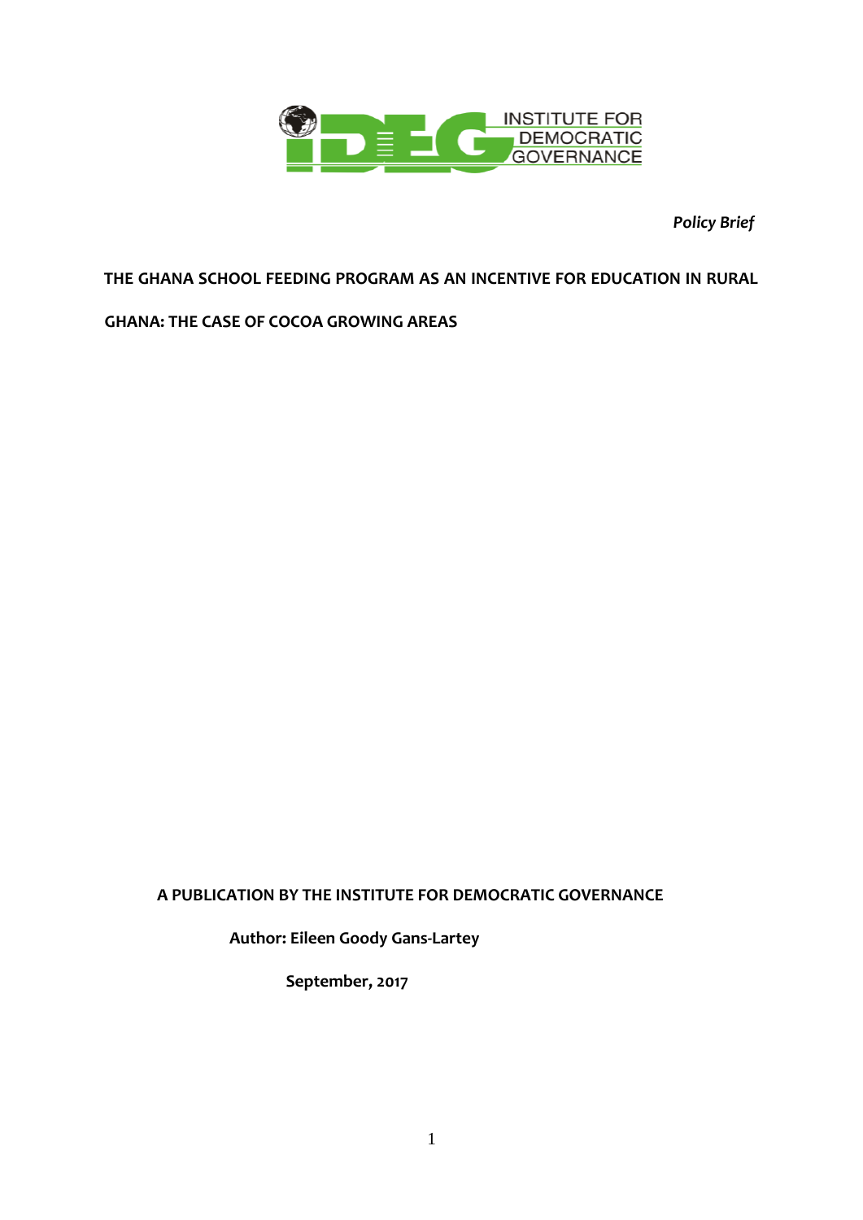INSTITUTE FOR DEMOCRATIC GOVERNANCE

*Policy Brief*

# THE GHANA SCHOOL FEEDING PROGRAM AS AN INCENTIVE FOR EDUCATION IN RURAL GHANA: THE CASE OF COCOA GROWING AREAS

**A PUBLICATION BY THE INSTITUTE FOR DEMOCRATIC GOVERNANCE**

**Author: Eileen Goody Gans-Lartey**

**September, 2017**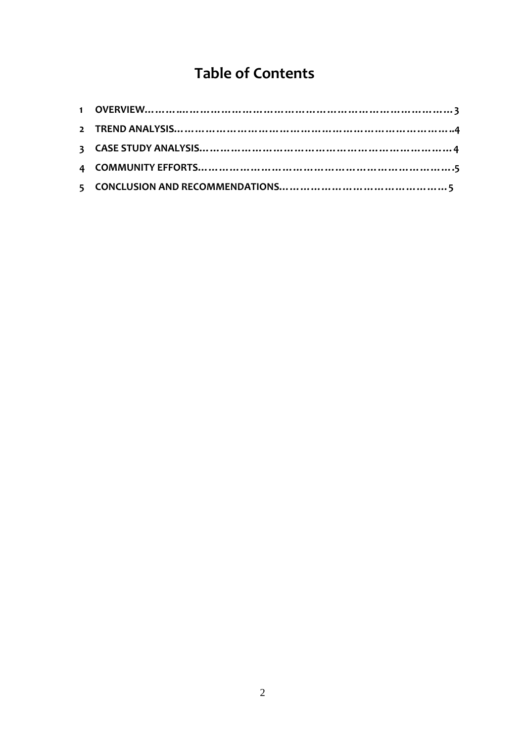# Table of Contents

1 OVERVIEW……………………………………………………………………… 3

2 TREND ANALYSIS………………………………………………………………….4

3 CASE STUDY ANALYSIS…………………………………………………………… 4

4 COMMUNITY EFFORTS……………………………………………………………….5

5 CONCLUSION AND RECOMMENDATIONS………………………………………… 5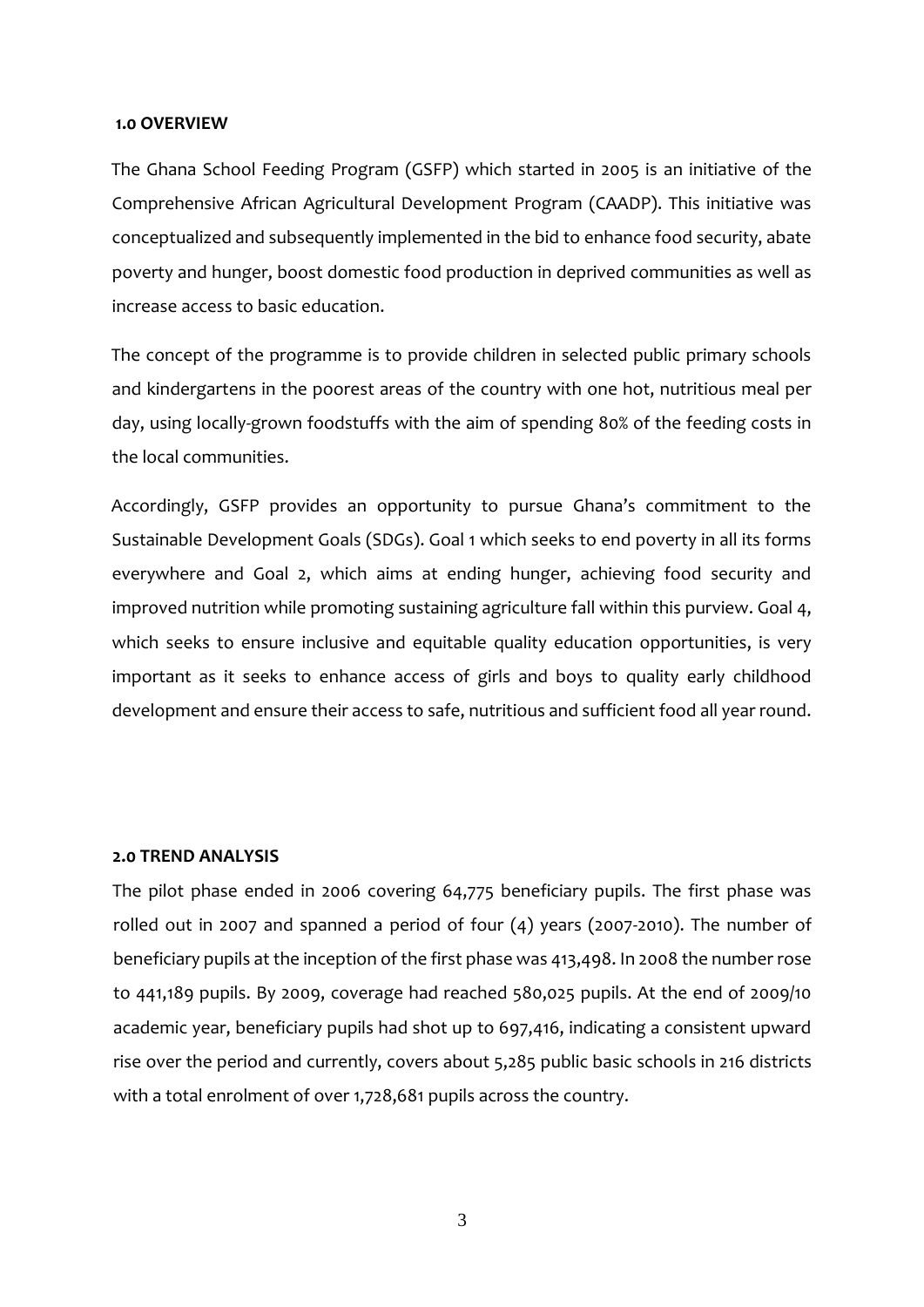## 1.0 OVERVIEW

The Ghana School Feeding Program (GSFP) which started in 2005 is an initiative of the Comprehensive African Agricultural Development Program (CAADP). This initiative was conceptualized and subsequently implemented in the bid to enhance food security, abate poverty and hunger, boost domestic food production in deprived communities as well as increase access to basic education.

The concept of the programme is to provide children in selected public primary schools and kindergartens in the poorest areas of the country with one hot, nutritious meal per day, using locally-grown foodstuffs with the aim of spending 80% of the feeding costs in the local communities.

Accordingly, GSFP provides an opportunity to pursue Ghana's commitment to the Sustainable Development Goals (SDGs). Goal 1 which seeks to end poverty in all its forms everywhere and Goal 2, which aims at ending hunger, achieving food security and improved nutrition while promoting sustaining agriculture fall within this purview. Goal 4, which seeks to ensure inclusive and equitable quality education opportunities, is very important as it seeks to enhance access of girls and boys to quality early childhood development and ensure their access to safe, nutritious and sufficient food all year round.

## 2.0 TREND ANALYSIS

The pilot phase ended in 2006 covering 64,775 beneficiary pupils. The first phase was rolled out in 2007 and spanned a period of four (4) years (2007-2010). The number of beneficiary pupils at the inception of the first phase was 413,498. In 2008 the number rose to 441,189 pupils. By 2009, coverage had reached 580,025 pupils. At the end of 2009/10 academic year, beneficiary pupils had shot up to 697,416, indicating a consistent upward rise over the period and currently, covers about 5,285 public basic schools in 216 districts with a total enrolment of over 1,728,681 pupils across the country.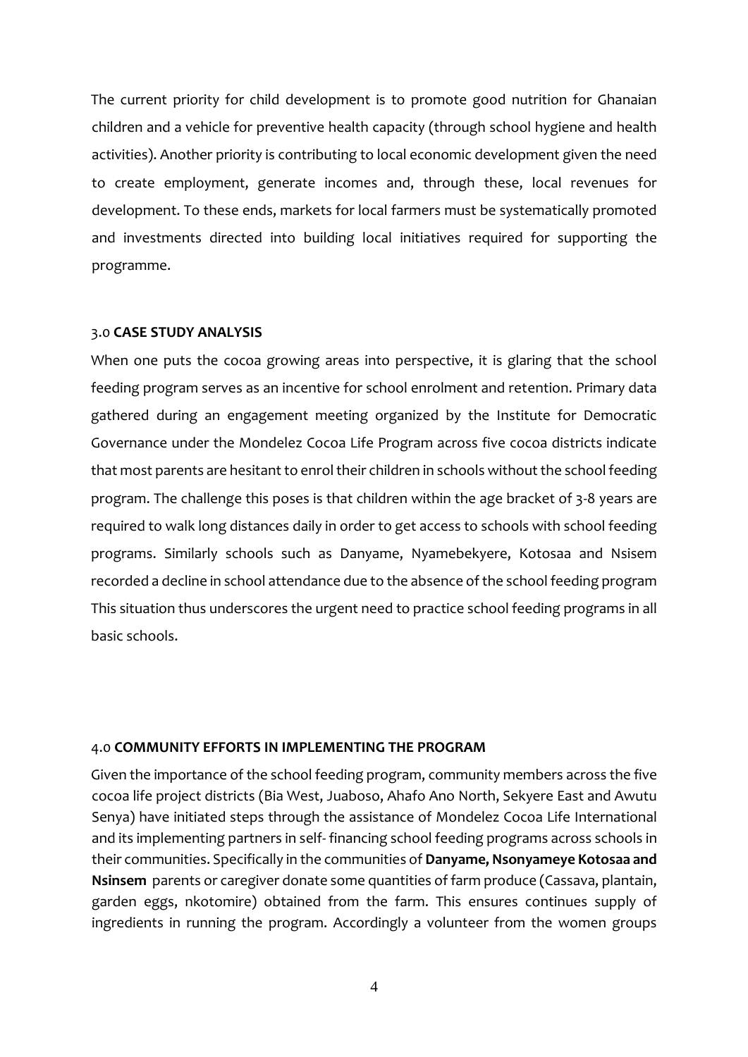The current priority for child development is to promote good nutrition for Ghanaian children and a vehicle for preventive health capacity (through school hygiene and health activities). Another priority is contributing to local economic development given the need to create employment, generate incomes and, through these, local revenues for development. To these ends, markets for local farmers must be systematically promoted and investments directed into building local initiatives required for supporting the programme.

## 3.0 **CASE STUDY ANALYSIS**

When one puts the cocoa growing areas into perspective, it is glaring that the school feeding program serves as an incentive for school enrolment and retention. Primary data gathered during an engagement meeting organized by the Institute for Democratic Governance under the Mondelez Cocoa Life Program across five cocoa districts indicate that most parents are hesitant to enrol their children in schools without the school feeding program. The challenge this poses is that children within the age bracket of 3-8 years are required to walk long distances daily in order to get access to schools with school feeding programs. Similarly schools such as Danyame, Nyamebekyere, Kotosaa and Nsisem recorded a decline in school attendance due to the absence of the school feeding program This situation thus underscores the urgent need to practice school feeding programs in all basic schools.

## 4.0 **COMMUNITY EFFORTS IN IMPLEMENTING THE PROGRAM**

Given the importance of the school feeding program, community members across the five cocoa life project districts (Bia West, Juaboso, Ahafo Ano North, Sekyere East and Awutu Senya) have initiated steps through the assistance of Mondelez Cocoa Life International and its implementing partners in self- financing school feeding programs across schools in their communities. Specifically in the communities of **Danyame, Nsonyameye Kotosaa and Nsinsem** parents or caregiver donate some quantities of farm produce (Cassava, plantain, garden eggs, nkotomire) obtained from the farm. This ensures continues supply of ingredients in running the program. Accordingly a volunteer from the women groups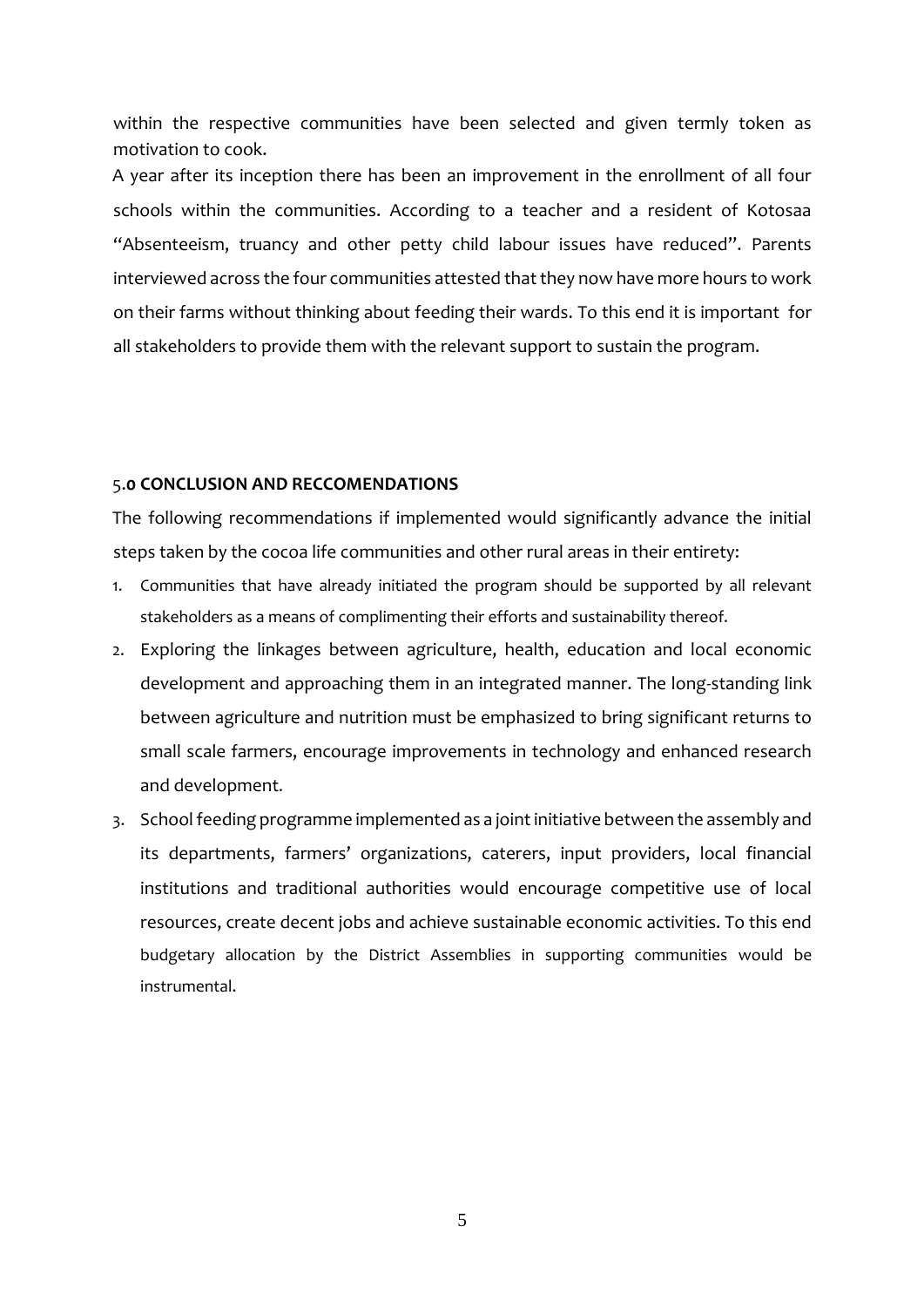within the respective communities have been selected and given termly token as motivation to cook.

A year after its inception there has been an improvement in the enrollment of all four schools within the communities. According to a teacher and a resident of Kotosaa "Absenteeism, truancy and other petty child labour issues have reduced". Parents interviewed across the four communities attested that they now have more hours to work on their farms without thinking about feeding their wards. To this end it is important for all stakeholders to provide them with the relevant support to sustain the program.

## 5.0 CONCLUSION AND RECCOMENDATIONS

The following recommendations if implemented would significantly advance the initial steps taken by the cocoa life communities and other rural areas in their entirety:

1. Communities that have already initiated the program should be supported by all relevant stakeholders as a means of complimenting their efforts and sustainability thereof.
2. Exploring the linkages between agriculture, health, education and local economic development and approaching them in an integrated manner. The long-standing link between agriculture and nutrition must be emphasized to bring significant returns to small scale farmers, encourage improvements in technology and enhanced research and development.
3. School feeding programme implemented as a joint initiative between the assembly and its departments, farmers' organizations, caterers, input providers, local financial institutions and traditional authorities would encourage competitive use of local resources, create decent jobs and achieve sustainable economic activities. To this end budgetary allocation by the District Assemblies in supporting communities would be instrumental.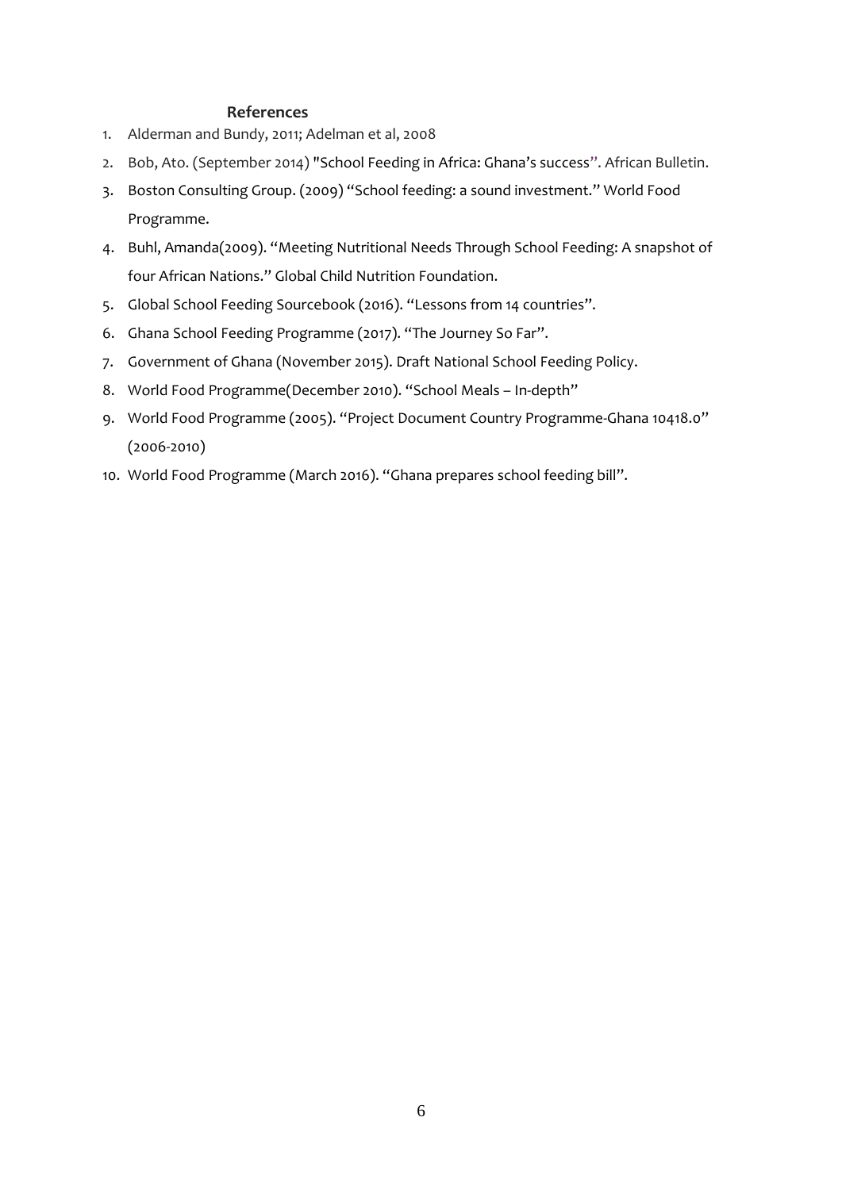### References

1. Alderman and Bundy, 2011; Adelman et al, 2008
2. Bob, Ato. (September 2014) "School Feeding in Africa: Ghana's success". African Bulletin.
3. Boston Consulting Group. (2009) "School feeding: a sound investment." World Food Programme.
4. Buhl, Amanda(2009). "Meeting Nutritional Needs Through School Feeding: A snapshot of four African Nations." Global Child Nutrition Foundation.
5. Global School Feeding Sourcebook (2016). "Lessons from 14 countries".
6. Ghana School Feeding Programme (2017). "The Journey So Far".
7. Government of Ghana (November 2015). Draft National School Feeding Policy.
8. World Food Programme(December 2010). "School Meals – In-depth"
9. World Food Programme (2005). "Project Document Country Programme-Ghana 10418.0" (2006-2010)
10. World Food Programme (March 2016). "Ghana prepares school feeding bill".